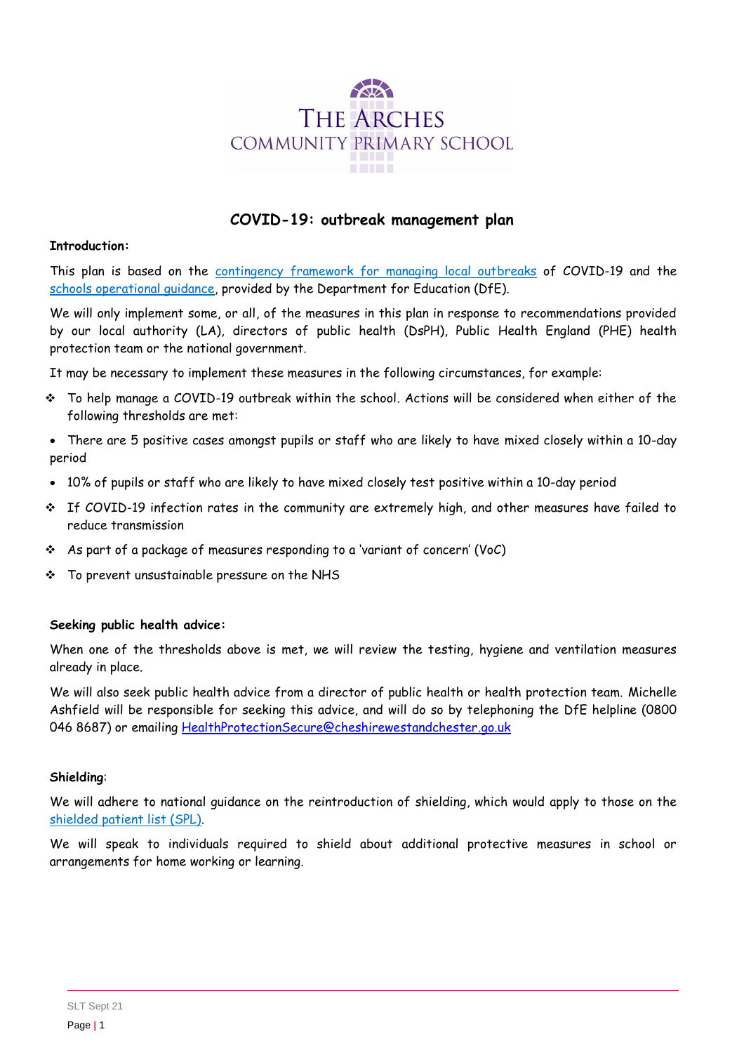THE ARCHES
COMMUNITY PRIMARY SCHOOL

# COVID-19: outbreak management plan

**Introduction:**

This plan is based on the contingency framework for managing local outbreaks of COVID-19 and the schools operational guidance, provided by the Department for Education (DfE).

We will only implement some, or all, of the measures in this plan in response to recommendations provided by our local authority (LA), directors of public health (DsPH), Public Health England (PHE) health protection team or the national government.

It may be necessary to implement these measures in the following circumstances, for example:

- To help manage a COVID-19 outbreak within the school. Actions will be considered when either of the following thresholds are met:
- There are 5 positive cases amongst pupils or staff who are likely to have mixed closely within a 10-day period
- 10% of pupils or staff who are likely to have mixed closely test positive within a 10-day period
- If COVID-19 infection rates in the community are extremely high, and other measures have failed to reduce transmission
- As part of a package of measures responding to a 'variant of concern' (VoC)
- To prevent unsustainable pressure on the NHS

**Seeking public health advice:**

When one of the thresholds above is met, we will review the testing, hygiene and ventilation measures already in place.

We will also seek public health advice from a director of public health or health protection team. Michelle Ashfield will be responsible for seeking this advice, and will do so by telephoning the DfE helpline (0800 046 8687) or emailing HealthProtectionSecure@cheshirewestandchester.go.uk

**Shielding**:

We will adhere to national guidance on the reintroduction of shielding, which would apply to those on the shielded patient list (SPL).

We will speak to individuals required to shield about additional protective measures in school or arrangements for home working or learning.

SLT Sept 21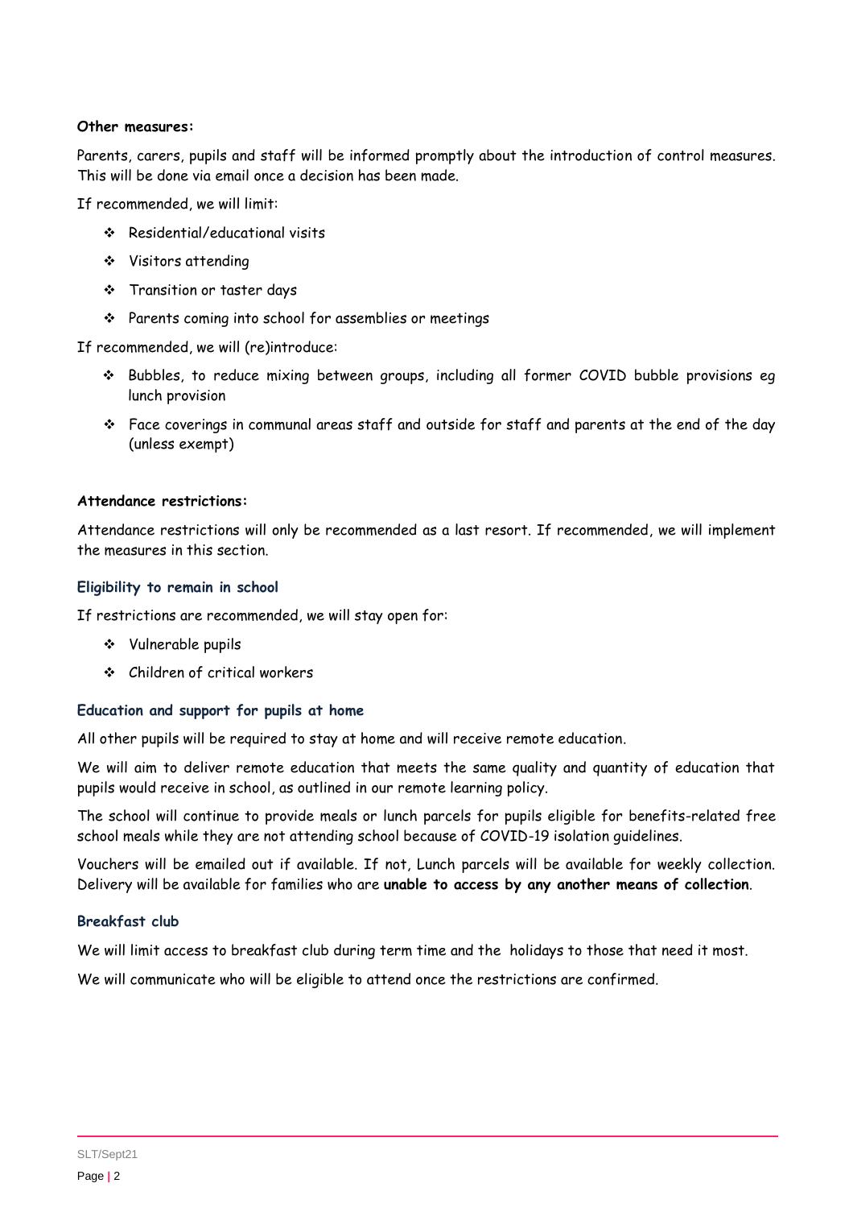**Other measures:**

Parents, carers, pupils and staff will be informed promptly about the introduction of control measures. This will be done via email once a decision has been made.

If recommended, we will limit:

- Residential/educational visits
- Visitors attending
- Transition or taster days
- Parents coming into school for assemblies or meetings

If recommended, we will (re)introduce:

- Bubbles, to reduce mixing between groups, including all former COVID bubble provisions eg lunch provision
- Face coverings in communal areas staff and outside for staff and parents at the end of the day (unless exempt)

**Attendance restrictions:**

Attendance restrictions will only be recommended as a last resort. If recommended, we will implement the measures in this section.

### Eligibility to remain in school

If restrictions are recommended, we will stay open for:

- Vulnerable pupils
- Children of critical workers

### Education and support for pupils at home

All other pupils will be required to stay at home and will receive remote education.

We will aim to deliver remote education that meets the same quality and quantity of education that pupils would receive in school, as outlined in our remote learning policy.

The school will continue to provide meals or lunch parcels for pupils eligible for benefits-related free school meals while they are not attending school because of COVID-19 isolation guidelines.

Vouchers will be emailed out if available. If not, Lunch parcels will be available for weekly collection. Delivery will be available for families who are **unable to access by any another means of collection**.

### Breakfast club

We will limit access to breakfast club during term time and the holidays to those that need it most.

We will communicate who will be eligible to attend once the restrictions are confirmed.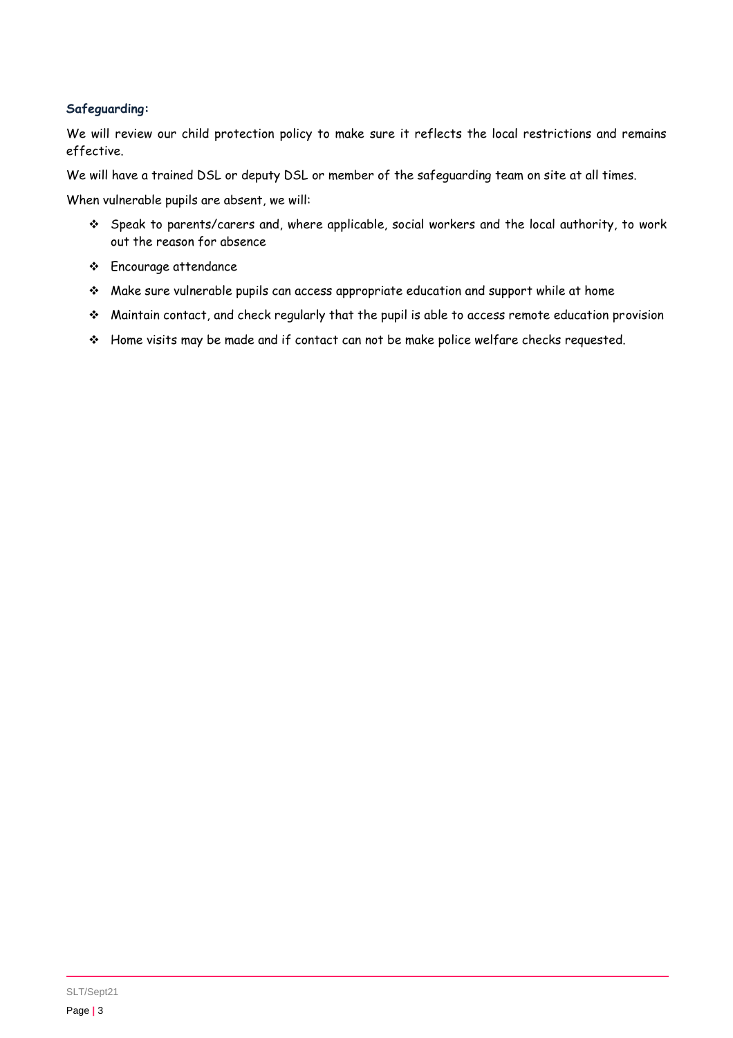**Safeguarding:**

We will review our child protection policy to make sure it reflects the local restrictions and remains effective.

We will have a trained DSL or deputy DSL or member of the safeguarding team on site at all times.

When vulnerable pupils are absent, we will:

- Speak to parents/carers and, where applicable, social workers and the local authority, to work out the reason for absence
- Encourage attendance
- Make sure vulnerable pupils can access appropriate education and support while at home
- Maintain contact, and check regularly that the pupil is able to access remote education provision
- Home visits may be made and if contact can not be make police welfare checks requested.